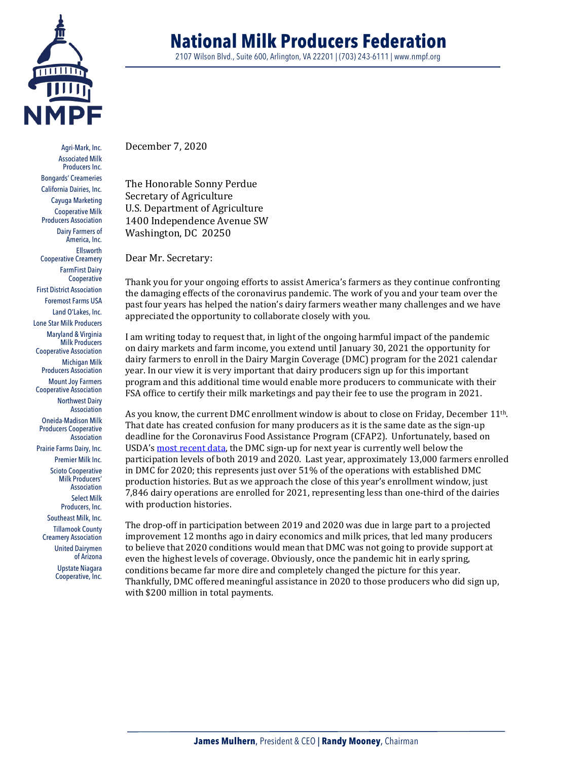# National Milk Producers Federation

2107 Wilson Blvd., Suite 600, Arlington, VA 22201 | (703) 243-6111 | www.nmpf.org

Agri-Mark, Inc.
Associated Milk Producers Inc.
Bongards' Creameries
California Dairies, Inc.
Cayuga Marketing
Cooperative Milk Producers Association
Dairy Farmers of America, Inc.
Ellsworth Cooperative Creamery
FarmFirst Dairy Cooperative
First District Association
Foremost Farms USA
Land O'Lakes, Inc.
Lone Star Milk Producers
Maryland & Virginia Milk Producers Cooperative Association
Michigan Milk Producers Association
Mount Joy Farmers Cooperative Association
Northwest Dairy Association
Oneida-Madison Milk Producers Cooperative Association
Prairie Farms Dairy, Inc.
Premier Milk Inc.
Scioto Cooperative Milk Producers' Association
Select Milk Producers, Inc.
Southeast Milk, Inc.
Tillamook County Creamery Association
United Dairymen of Arizona
Upstate Niagara Cooperative, Inc.

December 7, 2020

The Honorable Sonny Perdue
Secretary of Agriculture
U.S. Department of Agriculture
1400 Independence Avenue SW
Washington, DC 20250

Dear Mr. Secretary:

Thank you for your ongoing efforts to assist America's farmers as they continue confronting the damaging effects of the coronavirus pandemic. The work of you and your team over the past four years has helped the nation's dairy farmers weather many challenges and we have appreciated the opportunity to collaborate closely with you.

I am writing today to request that, in light of the ongoing harmful impact of the pandemic on dairy markets and farm income, you extend until January 30, 2021 the opportunity for dairy farmers to enroll in the Dairy Margin Coverage (DMC) program for the 2021 calendar year. In our view it is very important that dairy producers sign up for this important program and this additional time would enable more producers to communicate with their FSA office to certify their milk marketings and pay their fee to use the program in 2021.

As you know, the current DMC enrollment window is about to close on Friday, December 11th. That date has created confusion for many producers as it is the same date as the sign-up deadline for the Coronavirus Food Assistance Program (CFAP2). Unfortunately, based on USDA's most recent data, the DMC sign-up for next year is currently well below the participation levels of both 2019 and 2020. Last year, approximately 13,000 farmers enrolled in DMC for 2020; this represents just over 51% of the operations with established DMC production histories. But as we approach the close of this year's enrollment window, just 7,846 dairy operations are enrolled for 2021, representing less than one-third of the dairies with production histories.

The drop-off in participation between 2019 and 2020 was due in large part to a projected improvement 12 months ago in dairy economics and milk prices, that led many producers to believe that 2020 conditions would mean that DMC was not going to provide support at even the highest levels of coverage. Obviously, once the pandemic hit in early spring, conditions became far more dire and completely changed the picture for this year. Thankfully, DMC offered meaningful assistance in 2020 to those producers who did sign up, with $200 million in total payments.

**James Mulhern**, President & CEO | **Randy Mooney**, Chairman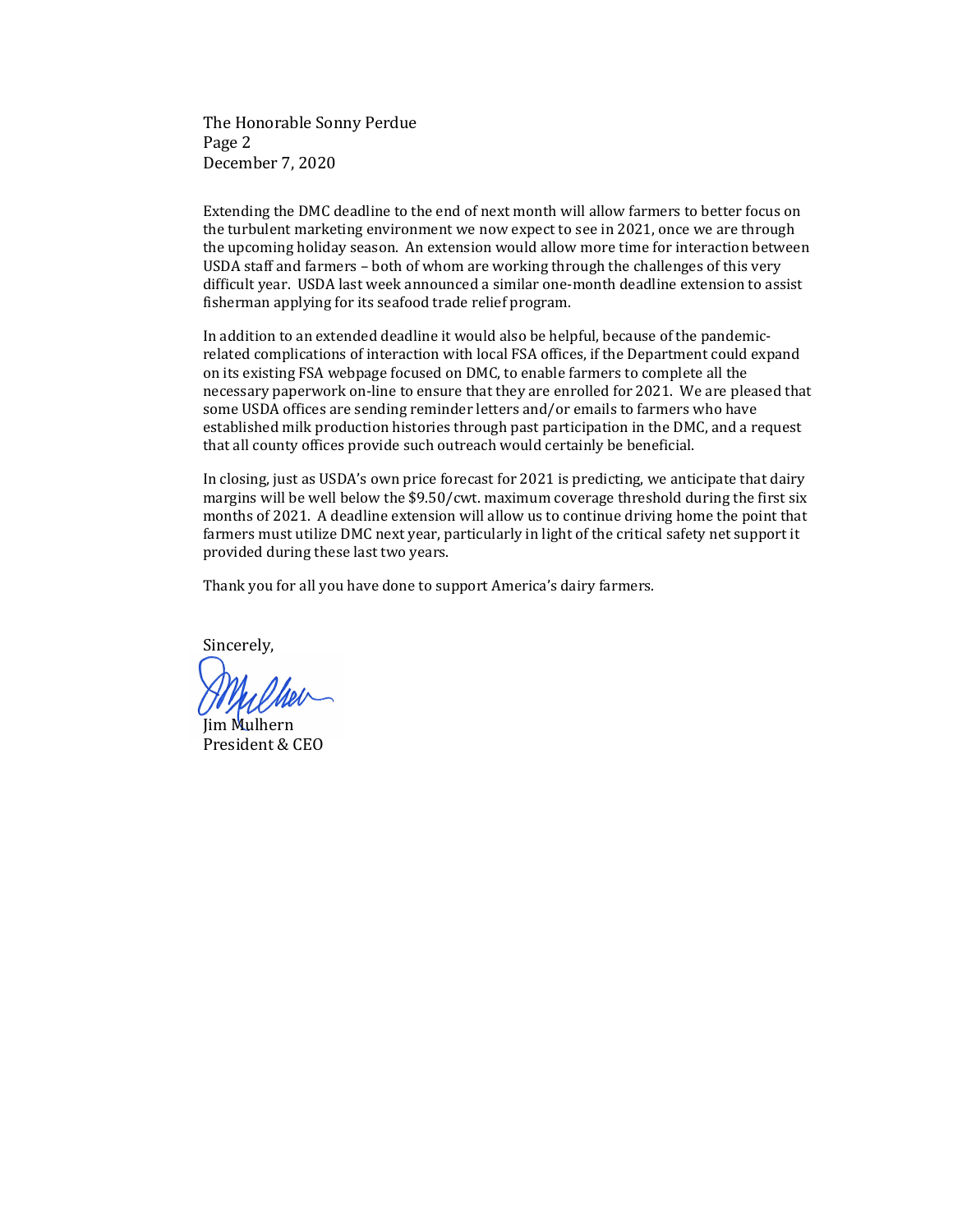The Honorable Sonny Perdue
Page 2
December 7, 2020

Extending the DMC deadline to the end of next month will allow farmers to better focus on the turbulent marketing environment we now expect to see in 2021, once we are through the upcoming holiday season. An extension would allow more time for interaction between USDA staff and farmers – both of whom are working through the challenges of this very difficult year. USDA last week announced a similar one-month deadline extension to assist fisherman applying for its seafood trade relief program.

In addition to an extended deadline it would also be helpful, because of the pandemic-related complications of interaction with local FSA offices, if the Department could expand on its existing FSA webpage focused on DMC, to enable farmers to complete all the necessary paperwork on-line to ensure that they are enrolled for 2021. We are pleased that some USDA offices are sending reminder letters and/or emails to farmers who have established milk production histories through past participation in the DMC, and a request that all county offices provide such outreach would certainly be beneficial.

In closing, just as USDA's own price forecast for 2021 is predicting, we anticipate that dairy margins will be well below the $9.50/cwt. maximum coverage threshold during the first six months of 2021. A deadline extension will allow us to continue driving home the point that farmers must utilize DMC next year, particularly in light of the critical safety net support it provided during these last two years.

Thank you for all you have done to support America's dairy farmers.

Sincerely,

Jim Mulhern
President & CEO